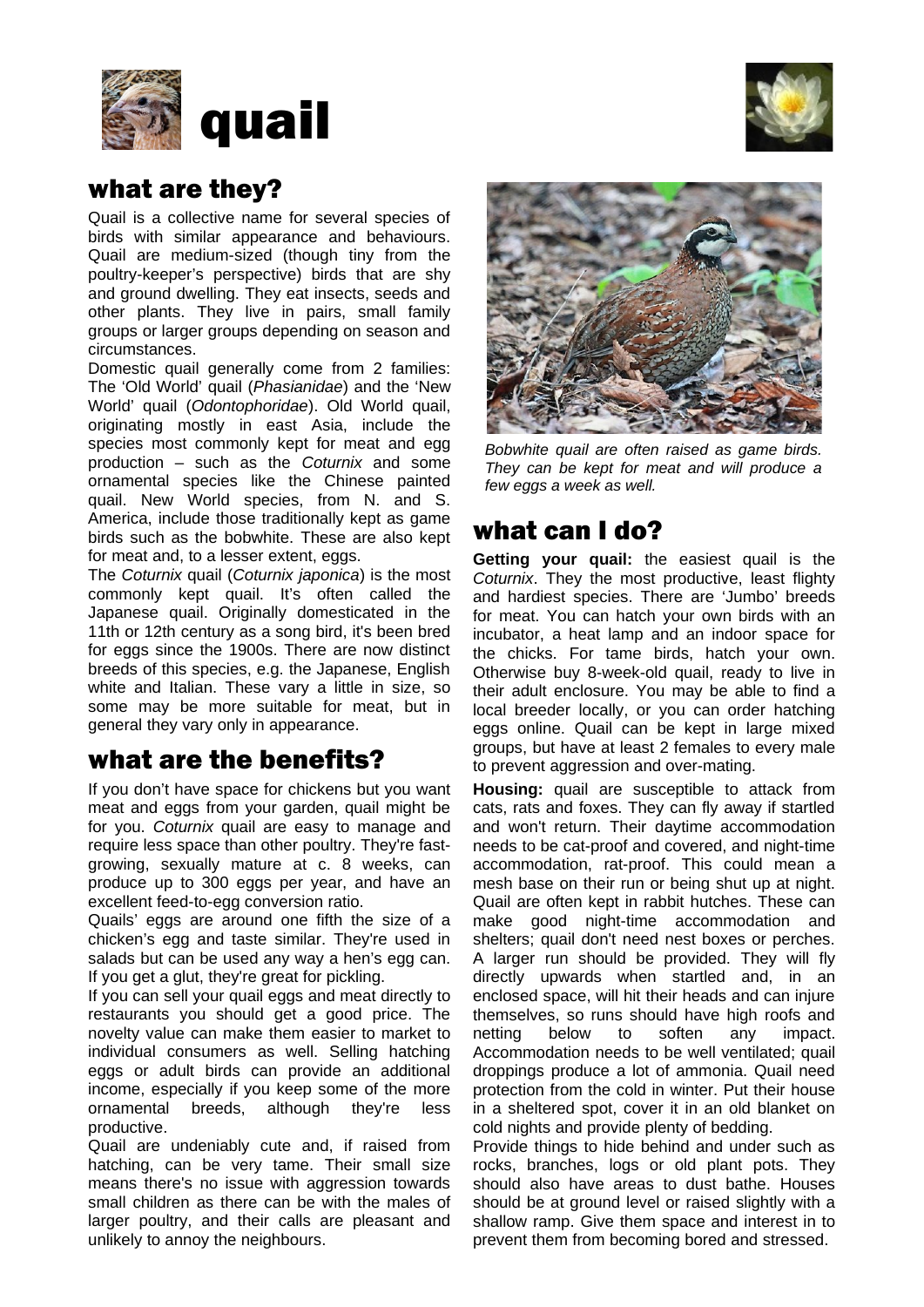# quail

## what are they?

Quail is a collective name for several species of birds with similar appearance and behaviours. Quail are medium-sized (though tiny from the poultry-keeper's perspective) birds that are shy and ground dwelling. They eat insects, seeds and other plants. They live in pairs, small family groups or larger groups depending on season and circumstances.

Domestic quail generally come from 2 families: The 'Old World' quail (*Phasianidae*) and the 'New World' quail (*Odontophoridae*). Old World quail, originating mostly in east Asia, include the species most commonly kept for meat and egg production – such as the *Coturnix* and some ornamental species like the Chinese painted quail. New World species, from N. and S. America, include those traditionally kept as game birds such as the bobwhite. These are also kept for meat and, to a lesser extent, eggs.

The *Coturnix* quail (*Coturnix japonica*) is the most commonly kept quail. It's often called the Japanese quail. Originally domesticated in the 11th or 12th century as a song bird, it's been bred for eggs since the 1900s. There are now distinct breeds of this species, e.g. the Japanese, English white and Italian. These vary a little in size, so some may be more suitable for meat, but in general they vary only in appearance.

## what are the benefits?

If you don't have space for chickens but you want meat and eggs from your garden, quail might be for you. *Coturnix* quail are easy to manage and require less space than other poultry. They're fast-growing, sexually mature at c. 8 weeks, can produce up to 300 eggs per year, and have an excellent feed-to-egg conversion ratio.

Quails' eggs are around one fifth the size of a chicken's egg and taste similar. They're used in salads but can be used any way a hen's egg can. If you get a glut, they're great for pickling.

If you can sell your quail eggs and meat directly to restaurants you should get a good price. The novelty value can make them easier to market to individual consumers as well. Selling hatching eggs or adult birds can provide an additional income, especially if you keep some of the more ornamental breeds, although they're less productive.

Quail are undeniably cute and, if raised from hatching, can be very tame. Their small size means there's no issue with aggression towards small children as there can be with the males of larger poultry, and their calls are pleasant and unlikely to annoy the neighbours.

*Bobwhite quail are often raised as game birds. They can be kept for meat and will produce a few eggs a week as well.*

## what can I do?

**Getting your quail:** the easiest quail is the *Coturnix*. They the most productive, least flighty and hardiest species. There are 'Jumbo' breeds for meat. You can hatch your own birds with an incubator, a heat lamp and an indoor space for the chicks. For tame birds, hatch your own. Otherwise buy 8-week-old quail, ready to live in their adult enclosure. You may be able to find a local breeder locally, or you can order hatching eggs online. Quail can be kept in large mixed groups, but have at least 2 females to every male to prevent aggression and over-mating.

**Housing:** quail are susceptible to attack from cats, rats and foxes. They can fly away if startled and won't return. Their daytime accommodation needs to be cat-proof and covered, and night-time accommodation, rat-proof. This could mean a mesh base on their run or being shut up at night. Quail are often kept in rabbit hutches. These can make good night-time accommodation and shelters; quail don't need nest boxes or perches. A larger run should be provided. They will fly directly upwards when startled and, in an enclosed space, will hit their heads and can injure themselves, so runs should have high roofs and netting below to soften any impact. Accommodation needs to be well ventilated; quail droppings produce a lot of ammonia. Quail need protection from the cold in winter. Put their house in a sheltered spot, cover it in an old blanket on cold nights and provide plenty of bedding.

Provide things to hide behind and under such as rocks, branches, logs or old plant pots. They should also have areas to dust bathe. Houses should be at ground level or raised slightly with a shallow ramp. Give them space and interest in to prevent them from becoming bored and stressed.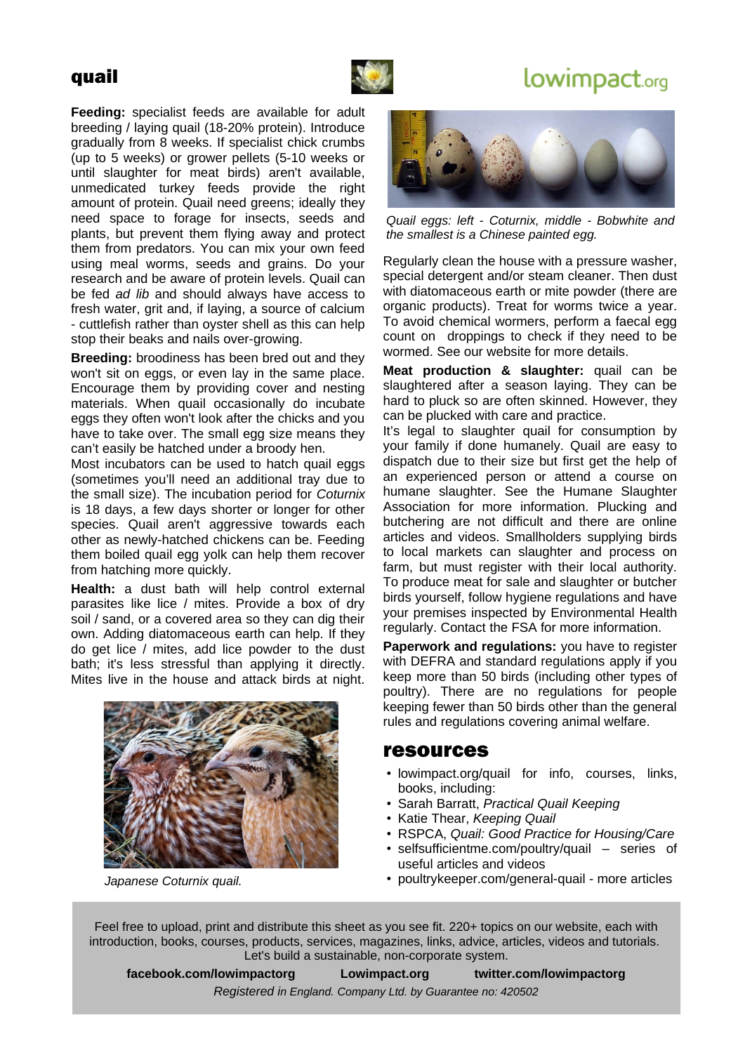# quail

**Feeding:** specialist feeds are available for adult breeding / laying quail (18-20% protein). Introduce gradually from 8 weeks. If specialist chick crumbs (up to 5 weeks) or grower pellets (5-10 weeks or until slaughter for meat birds) aren't available, unmedicated turkey feeds provide the right amount of protein. Quail need greens; ideally they need space to forage for insects, seeds and plants, but prevent them flying away and protect them from predators. You can mix your own feed using meal worms, seeds and grains. Do your research and be aware of protein levels. Quail can be fed *ad lib* and should always have access to fresh water, grit and, if laying, a source of calcium - cuttlefish rather than oyster shell as this can help stop their beaks and nails over-growing.

**Breeding:** broodiness has been bred out and they won't sit on eggs, or even lay in the same place. Encourage them by providing cover and nesting materials. When quail occasionally do incubate eggs they often won't look after the chicks and you have to take over. The small egg size means they can't easily be hatched under a broody hen.

Most incubators can be used to hatch quail eggs (sometimes you'll need an additional tray due to the small size). The incubation period for *Coturnix* is 18 days, a few days shorter or longer for other species. Quail aren't aggressive towards each other as newly-hatched chickens can be. Feeding them boiled quail egg yolk can help them recover from hatching more quickly.

**Health:** a dust bath will help control external parasites like lice / mites. Provide a box of dry soil / sand, or a covered area so they can dig their own. Adding diatomaceous earth can help. If they do get lice / mites, add lice powder to the dust bath; it's less stressful than applying it directly. Mites live in the house and attack birds at night.

*Japanese Coturnix quail.*

*Quail eggs: left - Coturnix, middle - Bobwhite and the smallest is a Chinese painted egg.*

Regularly clean the house with a pressure washer, special detergent and/or steam cleaner. Then dust with diatomaceous earth or mite powder (there are organic products). Treat for worms twice a year. To avoid chemical wormers, perform a faecal egg count on droppings to check if they need to be wormed. See our website for more details.

**Meat production & slaughter:** quail can be slaughtered after a season laying. They can be hard to pluck so are often skinned. However, they can be plucked with care and practice.

It's legal to slaughter quail for consumption by your family if done humanely. Quail are easy to dispatch due to their size but first get the help of an experienced person or attend a course on humane slaughter. See the Humane Slaughter Association for more information. Plucking and butchering are not difficult and there are online articles and videos. Smallholders supplying birds to local markets can slaughter and process on farm, but must register with their local authority. To produce meat for sale and slaughter or butcher birds yourself, follow hygiene regulations and have your premises inspected by Environmental Health regularly. Contact the FSA for more information.

**Paperwork and regulations:** you have to register with DEFRA and standard regulations apply if you keep more than 50 birds (including other types of poultry). There are no regulations for people keeping fewer than 50 birds other than the general rules and regulations covering animal welfare.

## resources

- lowimpact.org/quail for info, courses, links, books, including:
- Sarah Barratt, *Practical Quail Keeping*
- Katie Thear, *Keeping Quail*
- RSPCA, *Quail: Good Practice for Housing/Care*
- selfsufficientme.com/poultry/quail – series of useful articles and videos
- poultrykeeper.com/general-quail - more articles

Feel free to upload, print and distribute this sheet as you see fit. 220+ topics on our website, each with introduction, books, courses, products, services, magazines, links, advice, articles, videos and tutorials. Let's build a sustainable, non-corporate system.

**facebook.com/lowimpactorg** **Lowimpact.org** **twitter.com/lowimpactorg**

*Registered in England. Company Ltd. by Guarantee no: 420502*